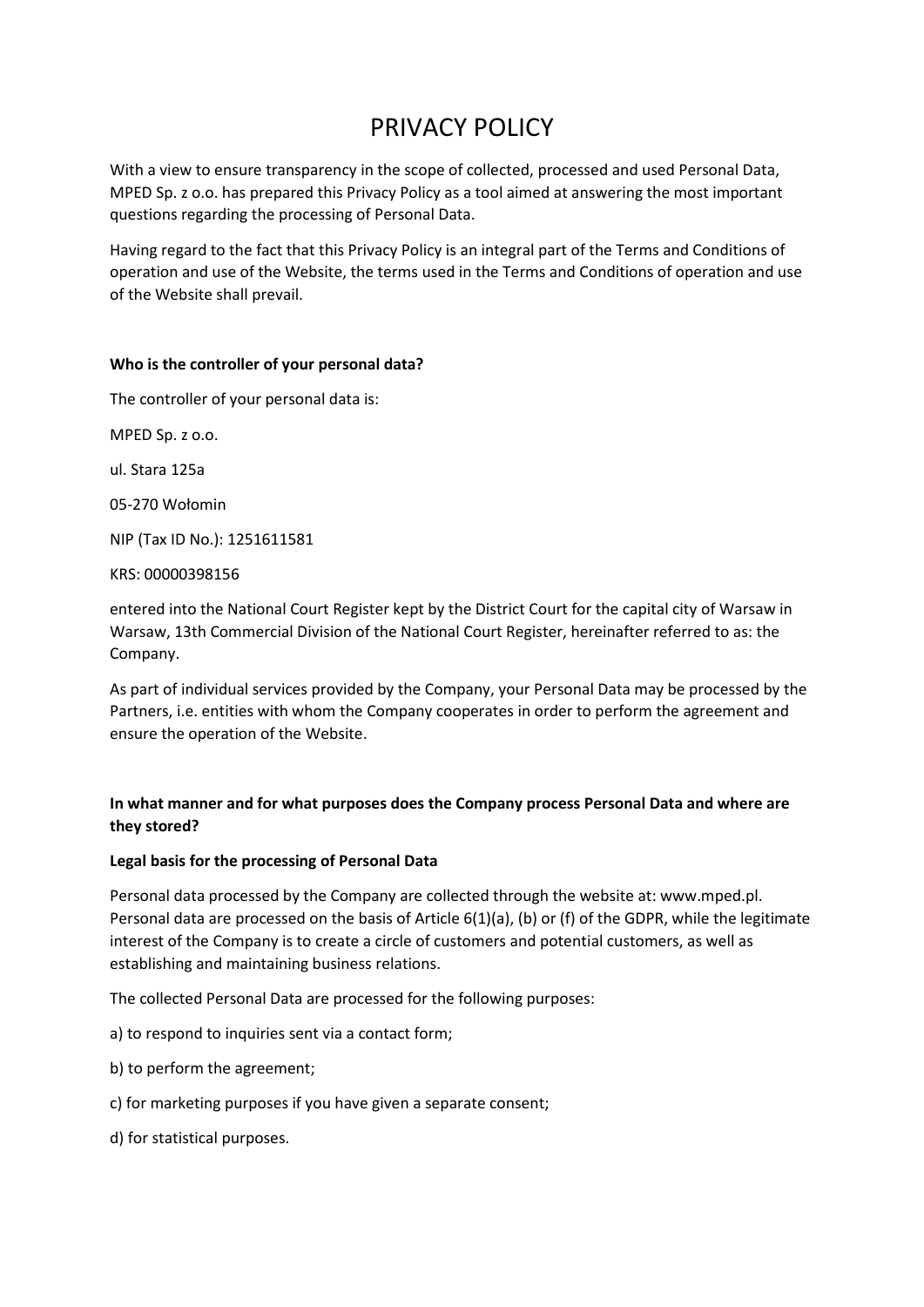# PRIVACY POLICY

With a view to ensure transparency in the scope of collected, processed and used Personal Data, MPED Sp. z o.o. has prepared this Privacy Policy as a tool aimed at answering the most important questions regarding the processing of Personal Data.

Having regard to the fact that this Privacy Policy is an integral part of the Terms and Conditions of operation and use of the Website, the terms used in the Terms and Conditions of operation and use of the Website shall prevail.

**Who is the controller of your personal data?**

The controller of your personal data is:

MPED Sp. z o.o.

ul. Stara 125a

05-270 Wołomin

NIP (Tax ID No.): 1251611581

KRS: 00000398156

entered into the National Court Register kept by the District Court for the capital city of Warsaw in Warsaw, 13th Commercial Division of the National Court Register, hereinafter referred to as: the Company.

As part of individual services provided by the Company, your Personal Data may be processed by the Partners, i.e. entities with whom the Company cooperates in order to perform the agreement and ensure the operation of the Website.

**In what manner and for what purposes does the Company process Personal Data and where are they stored?**

**Legal basis for the processing of Personal Data**

Personal data processed by the Company are collected through the website at: www.mped.pl. Personal data are processed on the basis of Article 6(1)(a), (b) or (f) of the GDPR, while the legitimate interest of the Company is to create a circle of customers and potential customers, as well as establishing and maintaining business relations.

The collected Personal Data are processed for the following purposes:

a) to respond to inquiries sent via a contact form;

b) to perform the agreement;

c) for marketing purposes if you have given a separate consent;

d) for statistical purposes.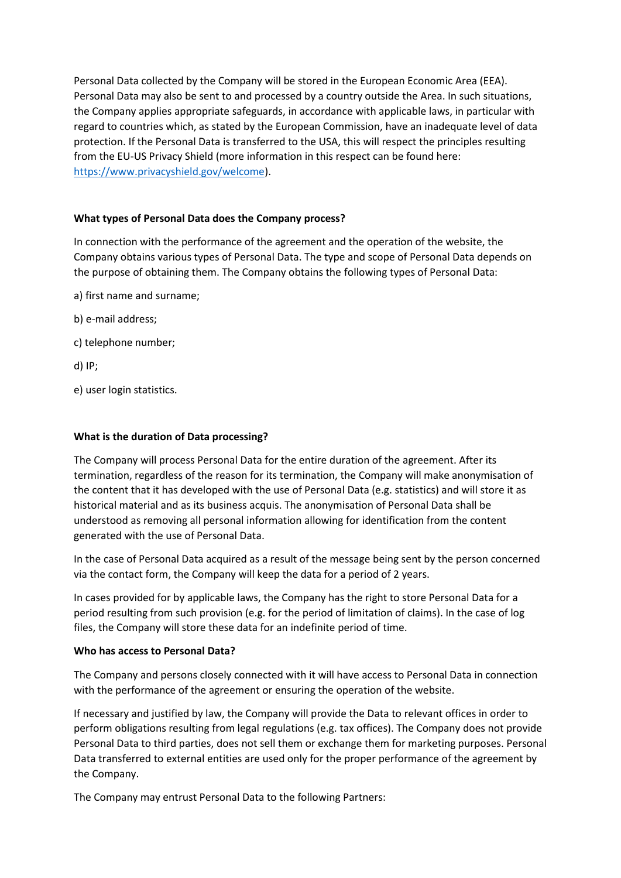Personal Data collected by the Company will be stored in the European Economic Area (EEA). Personal Data may also be sent to and processed by a country outside the Area. In such situations, the Company applies appropriate safeguards, in accordance with applicable laws, in particular with regard to countries which, as stated by the European Commission, have an inadequate level of data protection. If the Personal Data is transferred to the USA, this will respect the principles resulting from the EU-US Privacy Shield (more information in this respect can be found here: [https://www.privacyshield.gov/welcome](https://www.privacyshield.gov/welcome)).

**What types of Personal Data does the Company process?**

In connection with the performance of the agreement and the operation of the website, the Company obtains various types of Personal Data. The type and scope of Personal Data depends on the purpose of obtaining them. The Company obtains the following types of Personal Data:

a) first name and surname;

b) e-mail address;

c) telephone number;

d) IP;

e) user login statistics.

**What is the duration of Data processing?**

The Company will process Personal Data for the entire duration of the agreement. After its termination, regardless of the reason for its termination, the Company will make anonymisation of the content that it has developed with the use of Personal Data (e.g. statistics) and will store it as historical material and as its business acquis. The anonymisation of Personal Data shall be understood as removing all personal information allowing for identification from the content generated with the use of Personal Data.

In the case of Personal Data acquired as a result of the message being sent by the person concerned via the contact form, the Company will keep the data for a period of 2 years.

In cases provided for by applicable laws, the Company has the right to store Personal Data for a period resulting from such provision (e.g. for the period of limitation of claims). In the case of log files, the Company will store these data for an indefinite period of time.

**Who has access to Personal Data?**

The Company and persons closely connected with it will have access to Personal Data in connection with the performance of the agreement or ensuring the operation of the website.

If necessary and justified by law, the Company will provide the Data to relevant offices in order to perform obligations resulting from legal regulations (e.g. tax offices). The Company does not provide Personal Data to third parties, does not sell them or exchange them for marketing purposes. Personal Data transferred to external entities are used only for the proper performance of the agreement by the Company.

The Company may entrust Personal Data to the following Partners: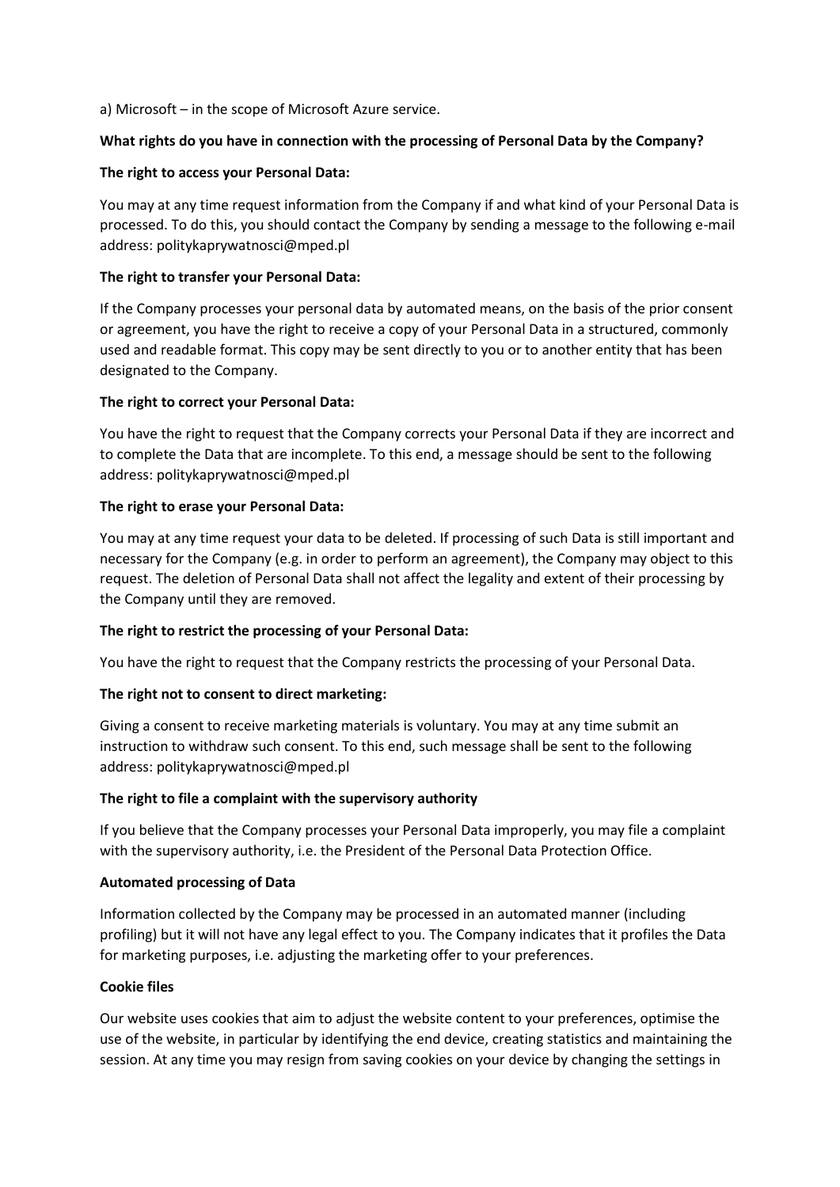a) Microsoft – in the scope of Microsoft Azure service.

**What rights do you have in connection with the processing of Personal Data by the Company?**

**The right to access your Personal Data:**

You may at any time request information from the Company if and what kind of your Personal Data is processed. To do this, you should contact the Company by sending a message to the following e-mail address: politykaprywatnosci@mped.pl

**The right to transfer your Personal Data:**

If the Company processes your personal data by automated means, on the basis of the prior consent or agreement, you have the right to receive a copy of your Personal Data in a structured, commonly used and readable format. This copy may be sent directly to you or to another entity that has been designated to the Company.

**The right to correct your Personal Data:**

You have the right to request that the Company corrects your Personal Data if they are incorrect and to complete the Data that are incomplete. To this end, a message should be sent to the following address: politykaprywatnosci@mped.pl

**The right to erase your Personal Data:**

You may at any time request your data to be deleted. If processing of such Data is still important and necessary for the Company (e.g. in order to perform an agreement), the Company may object to this request. The deletion of Personal Data shall not affect the legality and extent of their processing by the Company until they are removed.

**The right to restrict the processing of your Personal Data:**

You have the right to request that the Company restricts the processing of your Personal Data.

**The right not to consent to direct marketing:**

Giving a consent to receive marketing materials is voluntary. You may at any time submit an instruction to withdraw such consent. To this end, such message shall be sent to the following address: politykaprywatnosci@mped.pl

**The right to file a complaint with the supervisory authority**

If you believe that the Company processes your Personal Data improperly, you may file a complaint with the supervisory authority, i.e. the President of the Personal Data Protection Office.

**Automated processing of Data**

Information collected by the Company may be processed in an automated manner (including profiling) but it will not have any legal effect to you. The Company indicates that it profiles the Data for marketing purposes, i.e. adjusting the marketing offer to your preferences.

**Cookie files**

Our website uses cookies that aim to adjust the website content to your preferences, optimise the use of the website, in particular by identifying the end device, creating statistics and maintaining the session. At any time you may resign from saving cookies on your device by changing the settings in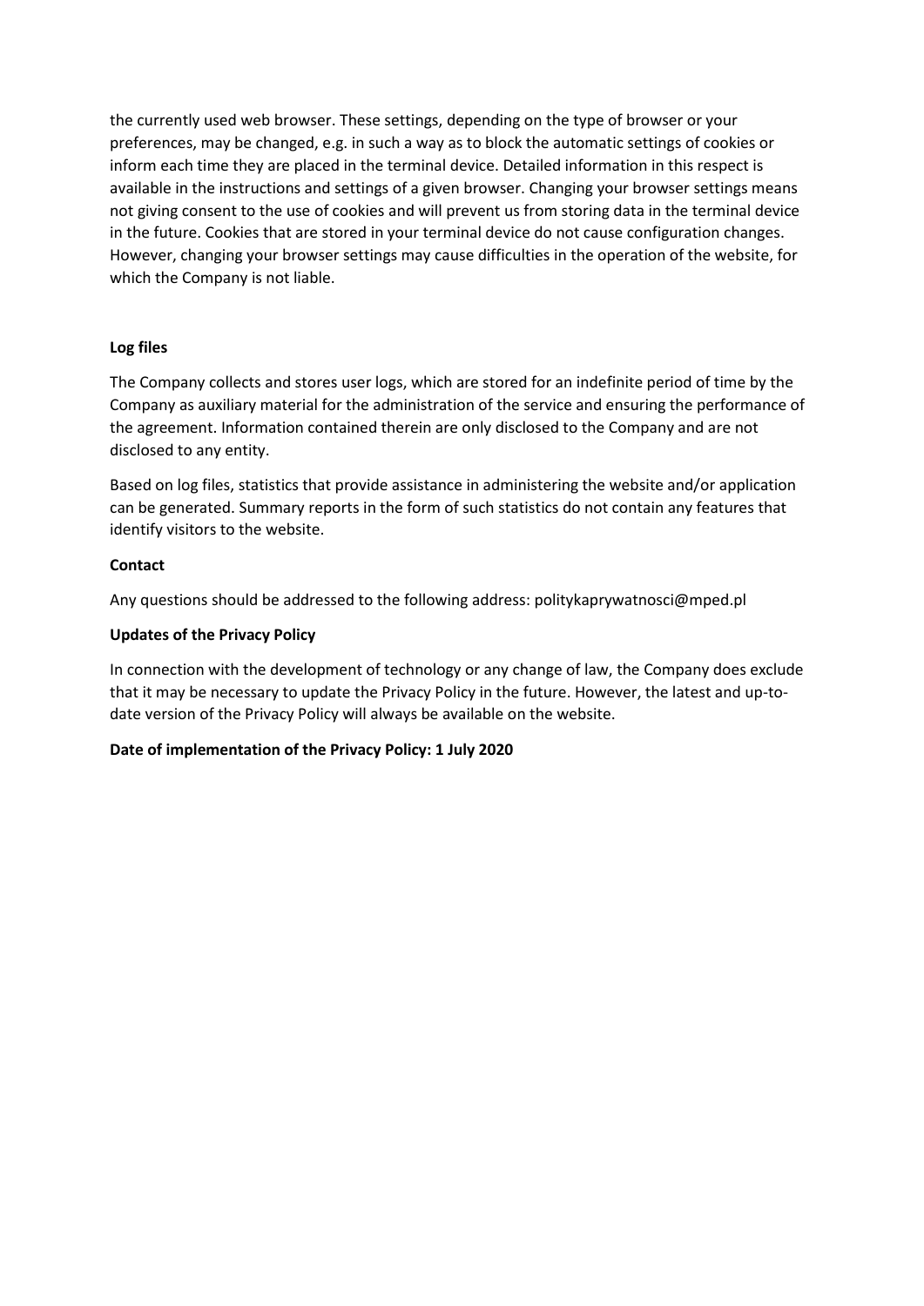the currently used web browser. These settings, depending on the type of browser or your preferences, may be changed, e.g. in such a way as to block the automatic settings of cookies or inform each time they are placed in the terminal device. Detailed information in this respect is available in the instructions and settings of a given browser. Changing your browser settings means not giving consent to the use of cookies and will prevent us from storing data in the terminal device in the future. Cookies that are stored in your terminal device do not cause configuration changes. However, changing your browser settings may cause difficulties in the operation of the website, for which the Company is not liable.

**Log files**

The Company collects and stores user logs, which are stored for an indefinite period of time by the Company as auxiliary material for the administration of the service and ensuring the performance of the agreement. Information contained therein are only disclosed to the Company and are not disclosed to any entity.

Based on log files, statistics that provide assistance in administering the website and/or application can be generated. Summary reports in the form of such statistics do not contain any features that identify visitors to the website.

**Contact**

Any questions should be addressed to the following address: politykaprywatnosci@mped.pl

**Updates of the Privacy Policy**

In connection with the development of technology or any change of law, the Company does exclude that it may be necessary to update the Privacy Policy in the future. However, the latest and up-to-date version of the Privacy Policy will always be available on the website.

**Date of implementation of the Privacy Policy: 1 July 2020**